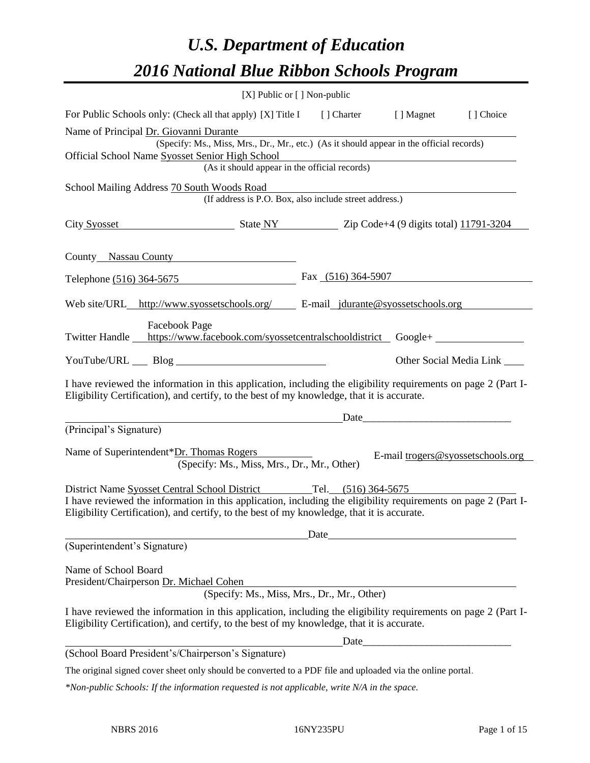# *U.S. Department of Education*

# *2016 National Blue Ribbon Schools Program*

[X] Public or [ ] Non-public

For Public Schools only: (Check all that apply) [X] Title I [ ] Charter [ ] Magnet [ ] Choice

Name of Principal Dr. Giovanni Durante
(Specify: Ms., Miss, Mrs., Dr., Mr., etc.) (As it should appear in the official records)

Official School Name Syosset Senior High School
(As it should appear in the official records)

School Mailing Address 70 South Woods Road
(If address is P.O. Box, also include street address.)

City Syosset State NY Zip Code+4 (9 digits total) 11791-3204

County Nassau County

Telephone (516) 364-5675 Fax (516) 364-5907

Web site/URL http://www.syossetschools.org/ E-mail jdurante@syossetschools.org

Twitter Handle Facebook Page https://www.facebook.com/syossetcentralschooldistrict Google+

YouTube/URL Blog Other Social Media Link

I have reviewed the information in this application, including the eligibility requirements on page 2 (Part I-Eligibility Certification), and certify, to the best of my knowledge, that it is accurate.

Date

(Principal's Signature)

Name of Superintendent*Dr. Thomas Rogers E-mail trogers@syossetschools.org
(Specify: Ms., Miss, Mrs., Dr., Mr., Other)

District Name Syosset Central School District Tel. (516) 364-5675

I have reviewed the information in this application, including the eligibility requirements on page 2 (Part I-Eligibility Certification), and certify, to the best of my knowledge, that it is accurate.

Date

(Superintendent's Signature)

Name of School Board
President/Chairperson Dr. Michael Cohen
(Specify: Ms., Miss, Mrs., Dr., Mr., Other)

I have reviewed the information in this application, including the eligibility requirements on page 2 (Part I-Eligibility Certification), and certify, to the best of my knowledge, that it is accurate.

Date

(School Board President's/Chairperson's Signature)

The original signed cover sheet only should be converted to a PDF file and uploaded via the online portal.

*\*Non-public Schools: If the information requested is not applicable, write N/A in the space.*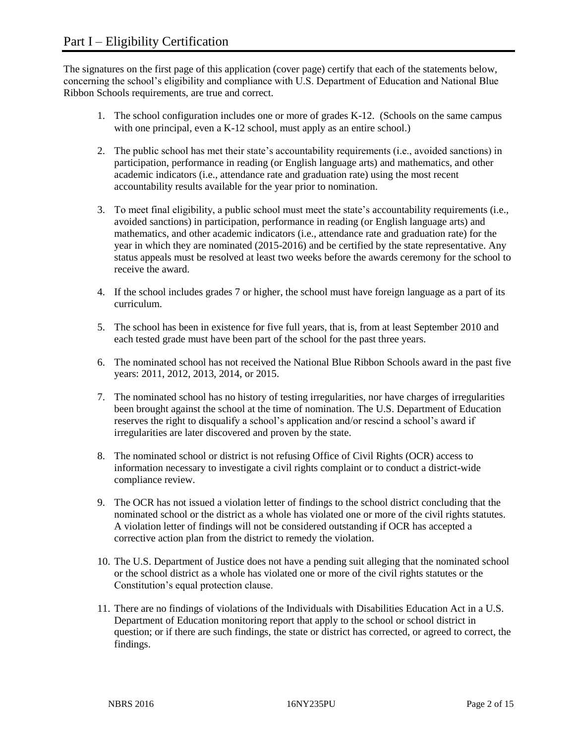# Part I – Eligibility Certification

The signatures on the first page of this application (cover page) certify that each of the statements below, concerning the school's eligibility and compliance with U.S. Department of Education and National Blue Ribbon Schools requirements, are true and correct.

1. The school configuration includes one or more of grades K-12. (Schools on the same campus with one principal, even a K-12 school, must apply as an entire school.)
2. The public school has met their state's accountability requirements (i.e., avoided sanctions) in participation, performance in reading (or English language arts) and mathematics, and other academic indicators (i.e., attendance rate and graduation rate) using the most recent accountability results available for the year prior to nomination.
3. To meet final eligibility, a public school must meet the state's accountability requirements (i.e., avoided sanctions) in participation, performance in reading (or English language arts) and mathematics, and other academic indicators (i.e., attendance rate and graduation rate) for the year in which they are nominated (2015-2016) and be certified by the state representative. Any status appeals must be resolved at least two weeks before the awards ceremony for the school to receive the award.
4. If the school includes grades 7 or higher, the school must have foreign language as a part of its curriculum.
5. The school has been in existence for five full years, that is, from at least September 2010 and each tested grade must have been part of the school for the past three years.
6. The nominated school has not received the National Blue Ribbon Schools award in the past five years: 2011, 2012, 2013, 2014, or 2015.
7. The nominated school has no history of testing irregularities, nor have charges of irregularities been brought against the school at the time of nomination. The U.S. Department of Education reserves the right to disqualify a school's application and/or rescind a school's award if irregularities are later discovered and proven by the state.
8. The nominated school or district is not refusing Office of Civil Rights (OCR) access to information necessary to investigate a civil rights complaint or to conduct a district-wide compliance review.
9. The OCR has not issued a violation letter of findings to the school district concluding that the nominated school or the district as a whole has violated one or more of the civil rights statutes. A violation letter of findings will not be considered outstanding if OCR has accepted a corrective action plan from the district to remedy the violation.
10. The U.S. Department of Justice does not have a pending suit alleging that the nominated school or the school district as a whole has violated one or more of the civil rights statutes or the Constitution's equal protection clause.
11. There are no findings of violations of the Individuals with Disabilities Education Act in a U.S. Department of Education monitoring report that apply to the school or school district in question; or if there are such findings, the state or district has corrected, or agreed to correct, the findings.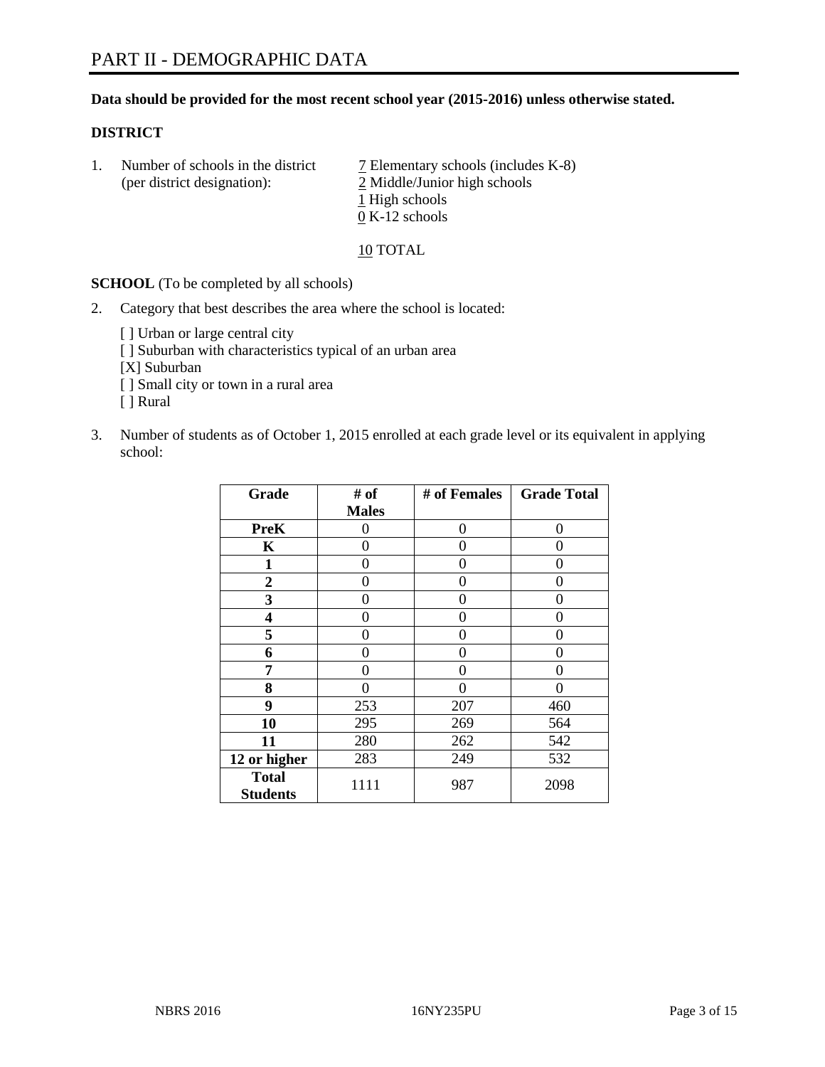# PART II - DEMOGRAPHIC DATA

**Data should be provided for the most recent school year (2015-2016) unless otherwise stated.**

**DISTRICT**

1. Number of schools in the district (per district designation):
   7 Elementary schools (includes K-8)
   2 Middle/Junior high schools
   1 High schools
   0 K-12 schools

   10 TOTAL

**SCHOOL** (To be completed by all schools)

2. Category that best describes the area where the school is located:

   [ ] Urban or large central city
   [ ] Suburban with characteristics typical of an urban area
   [X] Suburban
   [ ] Small city or town in a rural area
   [ ] Rural

3. Number of students as of October 1, 2015 enrolled at each grade level or its equivalent in applying school:

| Grade | # of Males | # of Females | Grade Total |
|---|---|---|---|
| **PreK** | 0 | 0 | 0 |
| **K** | 0 | 0 | 0 |
| **1** | 0 | 0 | 0 |
| **2** | 0 | 0 | 0 |
| **3** | 0 | 0 | 0 |
| **4** | 0 | 0 | 0 |
| **5** | 0 | 0 | 0 |
| **6** | 0 | 0 | 0 |
| **7** | 0 | 0 | 0 |
| **8** | 0 | 0 | 0 |
| **9** | 253 | 207 | 460 |
| **10** | 295 | 269 | 564 |
| **11** | 280 | 262 | 542 |
| **12 or higher** | 283 | 249 | 532 |
| **Total Students** | 1111 | 987 | 2098 |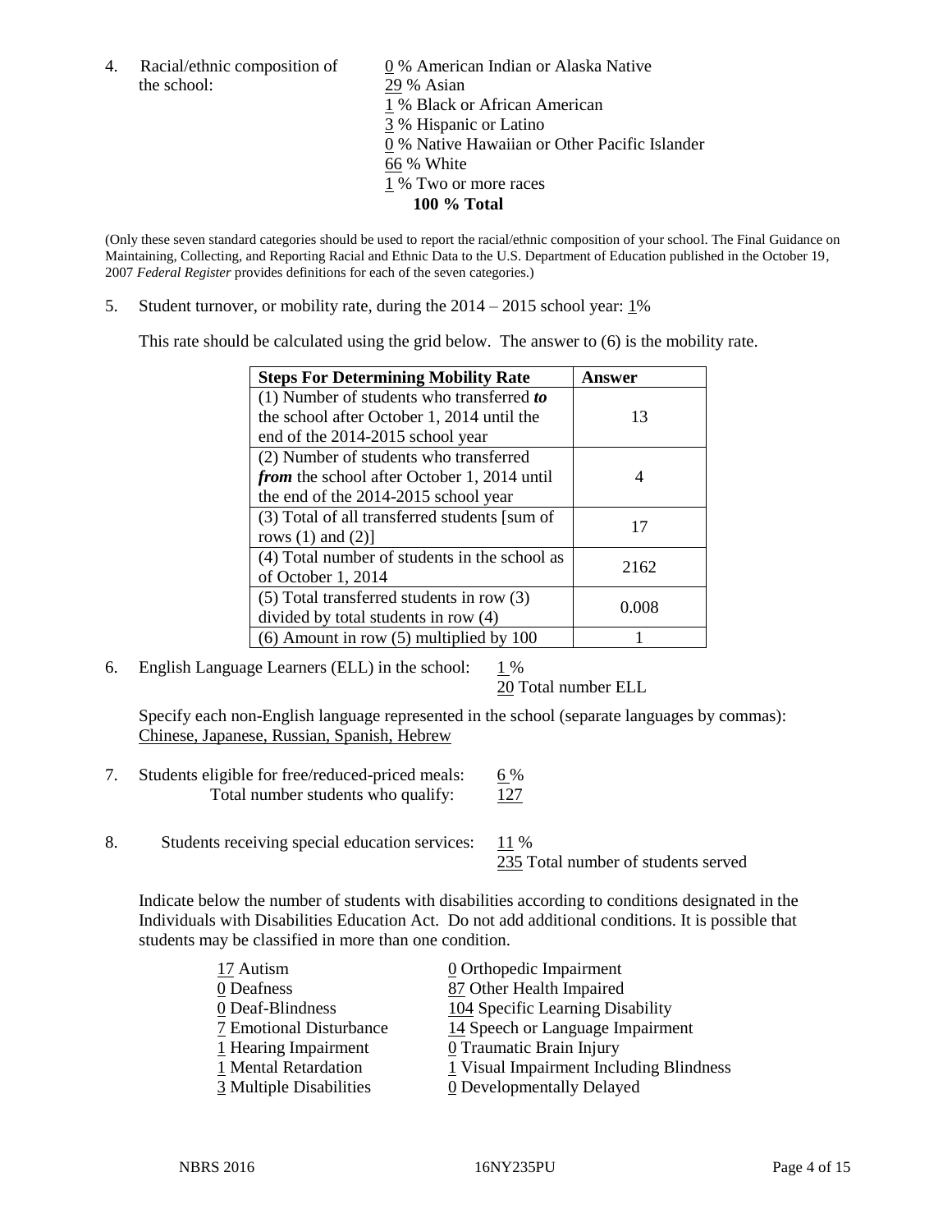4. Racial/ethnic composition of the school:

0 % American Indian or Alaska Native
29 % Asian
1 % Black or African American
3 % Hispanic or Latino
0 % Native Hawaiian or Other Pacific Islander
66 % White
1 % Two or more races
**100 % Total**

(Only these seven standard categories should be used to report the racial/ethnic composition of your school. The Final Guidance on Maintaining, Collecting, and Reporting Racial and Ethnic Data to the U.S. Department of Education published in the October 19, 2007 *Federal Register* provides definitions for each of the seven categories.)

5. Student turnover, or mobility rate, during the 2014 – 2015 school year: 1%

This rate should be calculated using the grid below. The answer to (6) is the mobility rate.

| **Steps For Determining Mobility Rate** | **Answer** |
|---|---|
| (1) Number of students who transferred ***to*** the school after October 1, 2014 until the end of the 2014-2015 school year | 13 |
| (2) Number of students who transferred ***from*** the school after October 1, 2014 until the end of the 2014-2015 school year | 4 |
| (3) Total of all transferred students [sum of rows (1) and (2)] | 17 |
| (4) Total number of students in the school as of October 1, 2014 | 2162 |
| (5) Total transferred students in row (3) divided by total students in row (4) | 0.008 |
| (6) Amount in row (5) multiplied by 100 | 1 |

6. English Language Learners (ELL) in the school: 1 %
20 Total number ELL

Specify each non-English language represented in the school (separate languages by commas):
Chinese, Japanese, Russian, Spanish, Hebrew

7. Students eligible for free/reduced-priced meals: 6 %
Total number students who qualify: 127

8. Students receiving special education services: 11 %
235 Total number of students served

Indicate below the number of students with disabilities according to conditions designated in the Individuals with Disabilities Education Act. Do not add additional conditions. It is possible that students may be classified in more than one condition.

17 Autism
0 Deafness
0 Deaf-Blindness
7 Emotional Disturbance
1 Hearing Impairment
1 Mental Retardation
3 Multiple Disabilities
0 Orthopedic Impairment
87 Other Health Impaired
104 Specific Learning Disability
14 Speech or Language Impairment
0 Traumatic Brain Injury
1 Visual Impairment Including Blindness
0 Developmentally Delayed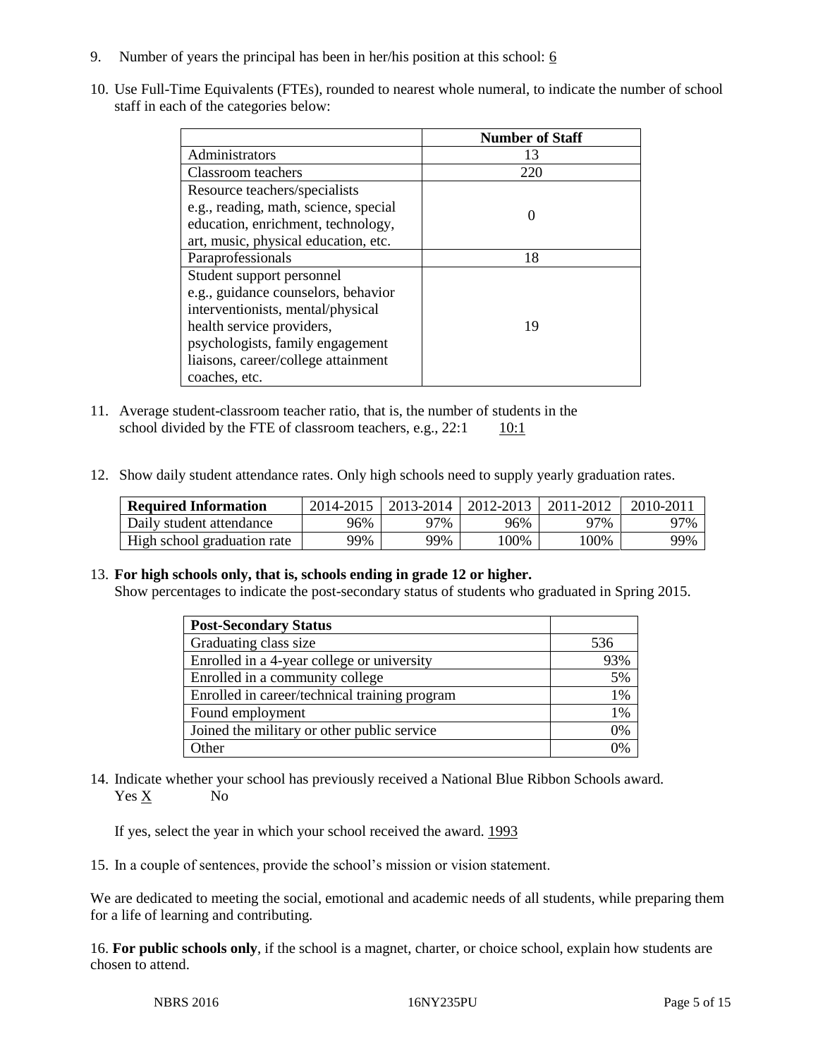9. Number of years the principal has been in her/his position at this school: 6

10. Use Full-Time Equivalents (FTEs), rounded to nearest whole numeral, to indicate the number of school staff in each of the categories below:

| | Number of Staff |
|---|---|
| Administrators | 13 |
| Classroom teachers | 220 |
| Resource teachers/specialists e.g., reading, math, science, special education, enrichment, technology, art, music, physical education, etc. | 0 |
| Paraprofessionals | 18 |
| Student support personnel e.g., guidance counselors, behavior interventionists, mental/physical health service providers, psychologists, family engagement liaisons, career/college attainment coaches, etc. | 19 |

11. Average student-classroom teacher ratio, that is, the number of students in the school divided by the FTE of classroom teachers, e.g., 22:1    10:1

12. Show daily student attendance rates. Only high schools need to supply yearly graduation rates.

| Required Information | 2014-2015 | 2013-2014 | 2012-2013 | 2011-2012 | 2010-2011 |
|---|---|---|---|---|---|
| Daily student attendance | 96% | 97% | 96% | 97% | 97% |
| High school graduation rate | 99% | 99% | 100% | 100% | 99% |

13. **For high schools only, that is, schools ending in grade 12 or higher.**
Show percentages to indicate the post-secondary status of students who graduated in Spring 2015.

| Post-Secondary Status | |
|---|---|
| Graduating class size | 536 |
| Enrolled in a 4-year college or university | 93% |
| Enrolled in a community college | 5% |
| Enrolled in career/technical training program | 1% |
| Found employment | 1% |
| Joined the military or other public service | 0% |
| Other | 0% |

14. Indicate whether your school has previously received a National Blue Ribbon Schools award.
Yes X    No

If yes, select the year in which your school received the award. 1993

15. In a couple of sentences, provide the school's mission or vision statement.

We are dedicated to meeting the social, emotional and academic needs of all students, while preparing them for a life of learning and contributing.

16. **For public schools only**, if the school is a magnet, charter, or choice school, explain how students are chosen to attend.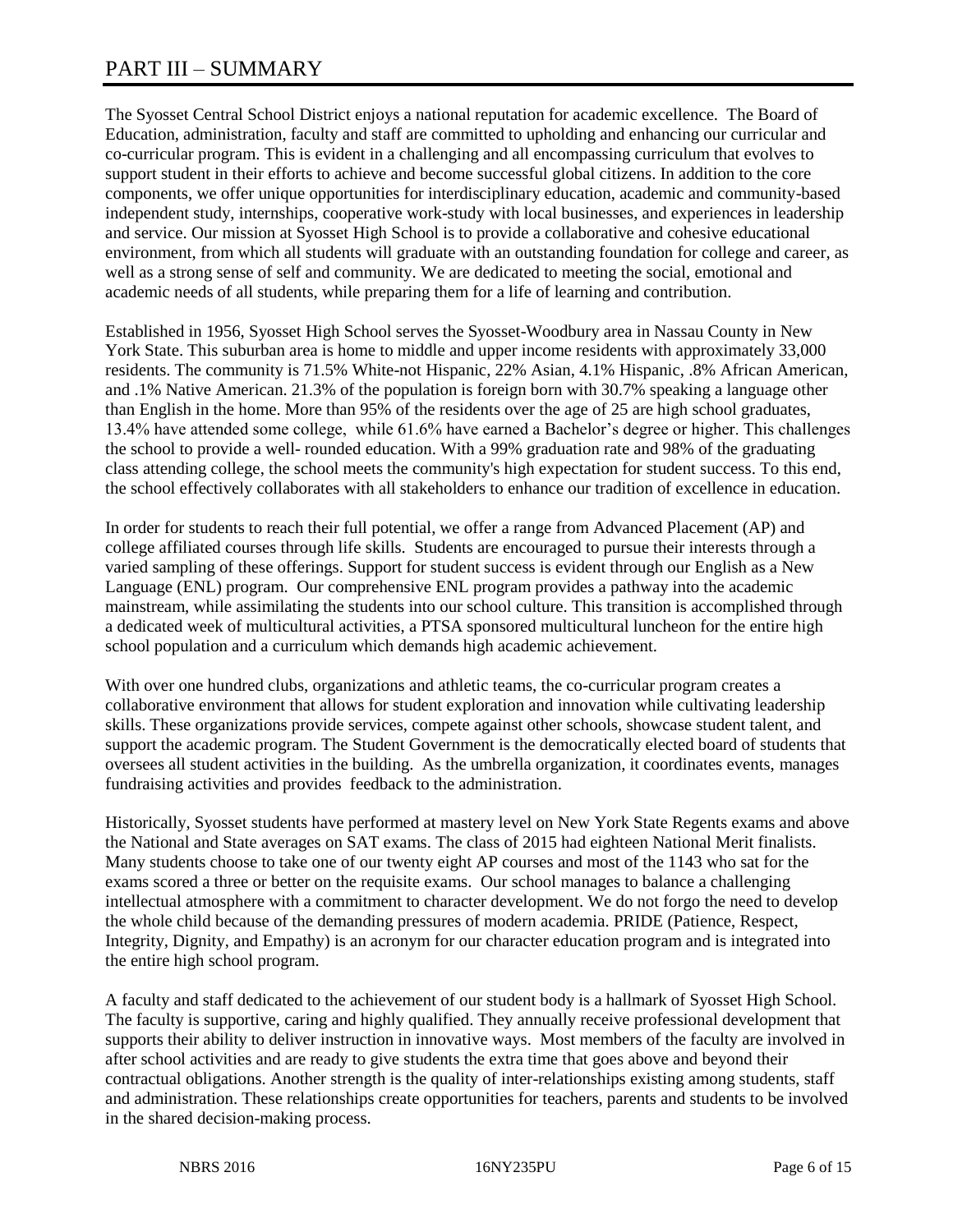# PART III – SUMMARY

The Syosset Central School District enjoys a national reputation for academic excellence. The Board of Education, administration, faculty and staff are committed to upholding and enhancing our curricular and co-curricular program. This is evident in a challenging and all encompassing curriculum that evolves to support student in their efforts to achieve and become successful global citizens. In addition to the core components, we offer unique opportunities for interdisciplinary education, academic and community-based independent study, internships, cooperative work-study with local businesses, and experiences in leadership and service. Our mission at Syosset High School is to provide a collaborative and cohesive educational environment, from which all students will graduate with an outstanding foundation for college and career, as well as a strong sense of self and community. We are dedicated to meeting the social, emotional and academic needs of all students, while preparing them for a life of learning and contribution.

Established in 1956, Syosset High School serves the Syosset-Woodbury area in Nassau County in New York State. This suburban area is home to middle and upper income residents with approximately 33,000 residents. The community is 71.5% White-not Hispanic, 22% Asian, 4.1% Hispanic, .8% African American, and .1% Native American. 21.3% of the population is foreign born with 30.7% speaking a language other than English in the home. More than 95% of the residents over the age of 25 are high school graduates, 13.4% have attended some college, while 61.6% have earned a Bachelor's degree or higher. This challenges the school to provide a well- rounded education. With a 99% graduation rate and 98% of the graduating class attending college, the school meets the community's high expectation for student success. To this end, the school effectively collaborates with all stakeholders to enhance our tradition of excellence in education.

In order for students to reach their full potential, we offer a range from Advanced Placement (AP) and college affiliated courses through life skills. Students are encouraged to pursue their interests through a varied sampling of these offerings. Support for student success is evident through our English as a New Language (ENL) program. Our comprehensive ENL program provides a pathway into the academic mainstream, while assimilating the students into our school culture. This transition is accomplished through a dedicated week of multicultural activities, a PTSA sponsored multicultural luncheon for the entire high school population and a curriculum which demands high academic achievement.

With over one hundred clubs, organizations and athletic teams, the co-curricular program creates a collaborative environment that allows for student exploration and innovation while cultivating leadership skills. These organizations provide services, compete against other schools, showcase student talent, and support the academic program. The Student Government is the democratically elected board of students that oversees all student activities in the building. As the umbrella organization, it coordinates events, manages fundraising activities and provides feedback to the administration.

Historically, Syosset students have performed at mastery level on New York State Regents exams and above the National and State averages on SAT exams. The class of 2015 had eighteen National Merit finalists. Many students choose to take one of our twenty eight AP courses and most of the 1143 who sat for the exams scored a three or better on the requisite exams. Our school manages to balance a challenging intellectual atmosphere with a commitment to character development. We do not forgo the need to develop the whole child because of the demanding pressures of modern academia. PRIDE (Patience, Respect, Integrity, Dignity, and Empathy) is an acronym for our character education program and is integrated into the entire high school program.

A faculty and staff dedicated to the achievement of our student body is a hallmark of Syosset High School. The faculty is supportive, caring and highly qualified. They annually receive professional development that supports their ability to deliver instruction in innovative ways. Most members of the faculty are involved in after school activities and are ready to give students the extra time that goes above and beyond their contractual obligations. Another strength is the quality of inter-relationships existing among students, staff and administration. These relationships create opportunities for teachers, parents and students to be involved in the shared decision-making process.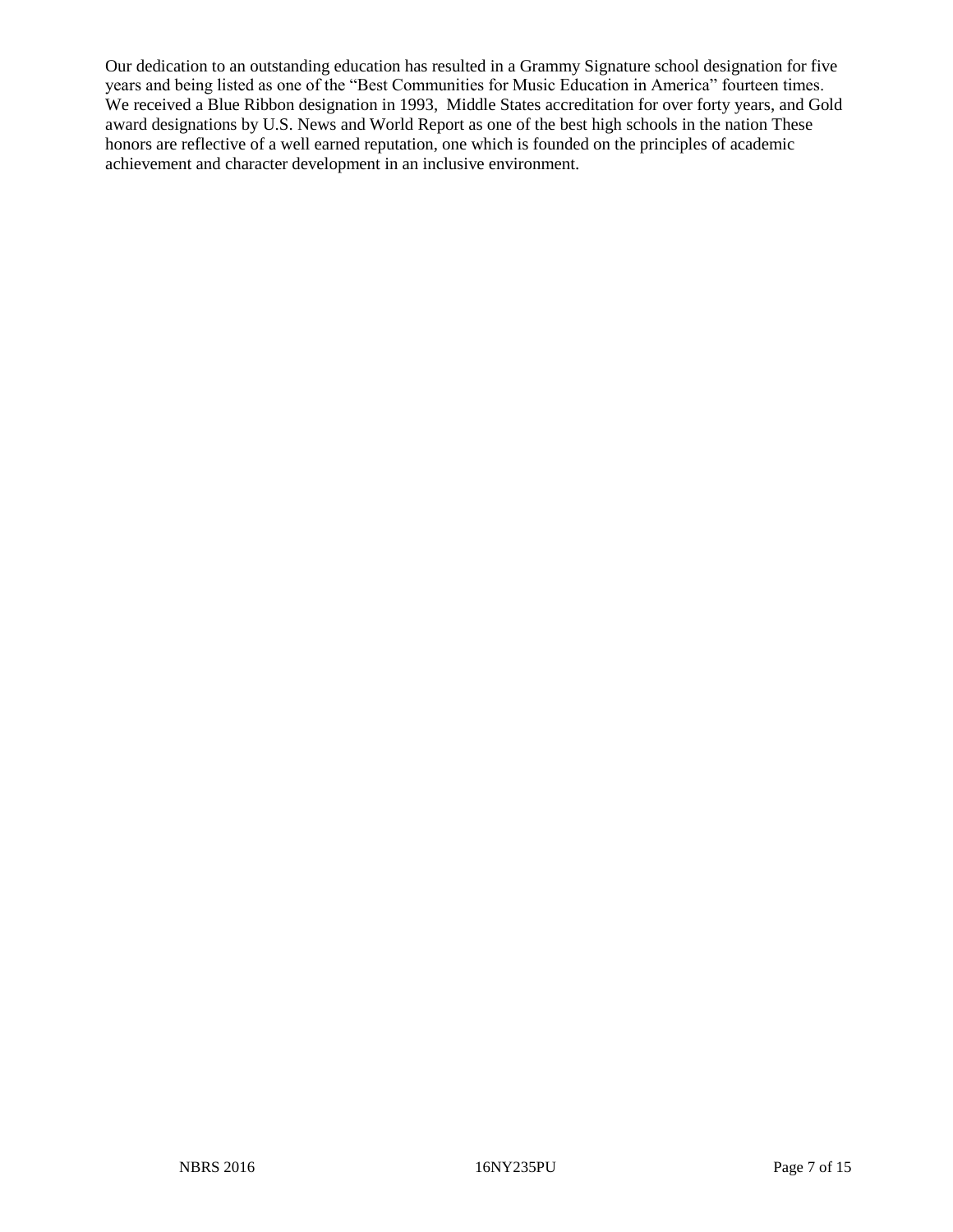Our dedication to an outstanding education has resulted in a Grammy Signature school designation for five years and being listed as one of the "Best Communities for Music Education in America" fourteen times. We received a Blue Ribbon designation in 1993, Middle States accreditation for over forty years, and Gold award designations by U.S. News and World Report as one of the best high schools in the nation These honors are reflective of a well earned reputation, one which is founded on the principles of academic achievement and character development in an inclusive environment.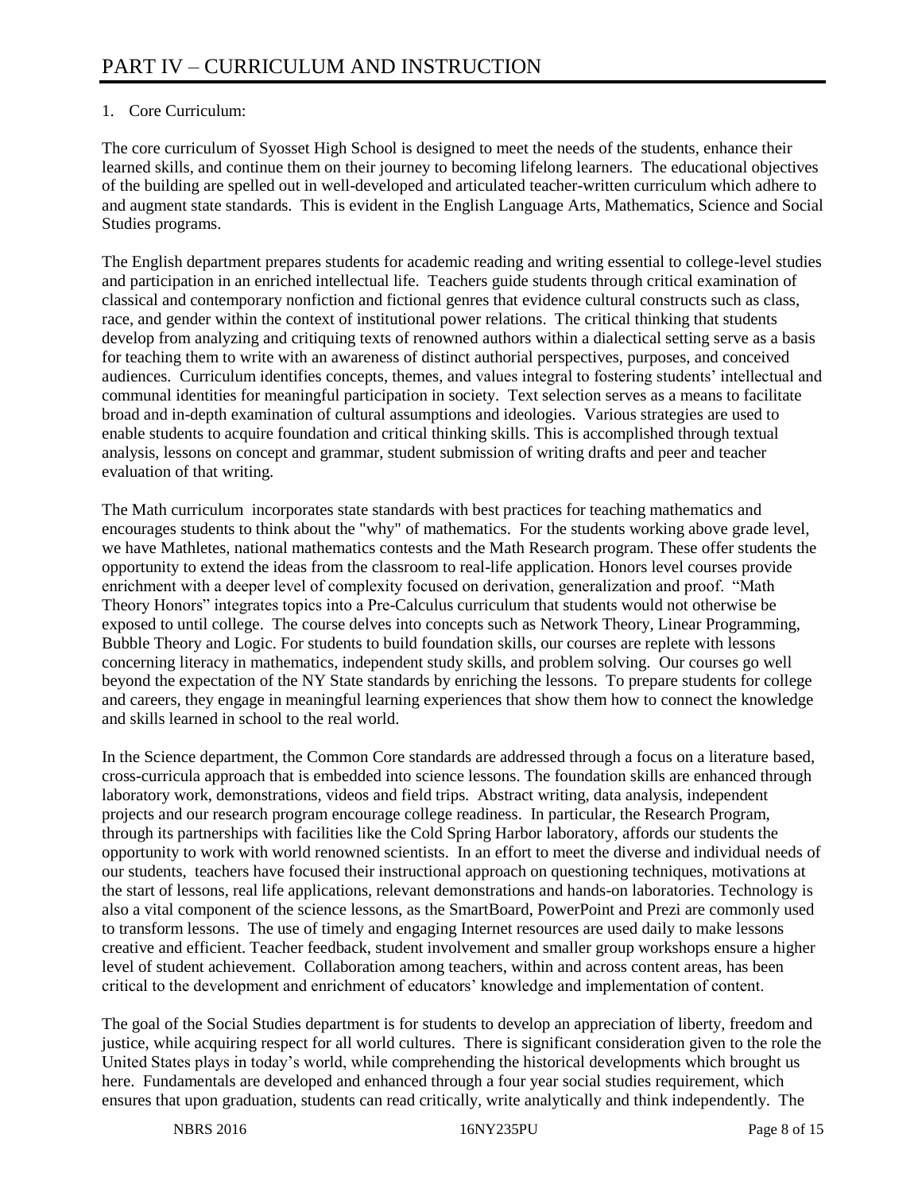# PART IV – CURRICULUM AND INSTRUCTION

1. Core Curriculum:

The core curriculum of Syosset High School is designed to meet the needs of the students, enhance their learned skills, and continue them on their journey to becoming lifelong learners. The educational objectives of the building are spelled out in well-developed and articulated teacher-written curriculum which adhere to and augment state standards. This is evident in the English Language Arts, Mathematics, Science and Social Studies programs.

The English department prepares students for academic reading and writing essential to college-level studies and participation in an enriched intellectual life. Teachers guide students through critical examination of classical and contemporary nonfiction and fictional genres that evidence cultural constructs such as class, race, and gender within the context of institutional power relations. The critical thinking that students develop from analyzing and critiquing texts of renowned authors within a dialectical setting serve as a basis for teaching them to write with an awareness of distinct authorial perspectives, purposes, and conceived audiences. Curriculum identifies concepts, themes, and values integral to fostering students' intellectual and communal identities for meaningful participation in society. Text selection serves as a means to facilitate broad and in-depth examination of cultural assumptions and ideologies. Various strategies are used to enable students to acquire foundation and critical thinking skills. This is accomplished through textual analysis, lessons on concept and grammar, student submission of writing drafts and peer and teacher evaluation of that writing.

The Math curriculum incorporates state standards with best practices for teaching mathematics and encourages students to think about the "why" of mathematics. For the students working above grade level, we have Mathletes, national mathematics contests and the Math Research program. These offer students the opportunity to extend the ideas from the classroom to real-life application. Honors level courses provide enrichment with a deeper level of complexity focused on derivation, generalization and proof. "Math Theory Honors" integrates topics into a Pre-Calculus curriculum that students would not otherwise be exposed to until college. The course delves into concepts such as Network Theory, Linear Programming, Bubble Theory and Logic. For students to build foundation skills, our courses are replete with lessons concerning literacy in mathematics, independent study skills, and problem solving. Our courses go well beyond the expectation of the NY State standards by enriching the lessons. To prepare students for college and careers, they engage in meaningful learning experiences that show them how to connect the knowledge and skills learned in school to the real world.

In the Science department, the Common Core standards are addressed through a focus on a literature based, cross-curricula approach that is embedded into science lessons. The foundation skills are enhanced through laboratory work, demonstrations, videos and field trips. Abstract writing, data analysis, independent projects and our research program encourage college readiness. In particular, the Research Program, through its partnerships with facilities like the Cold Spring Harbor laboratory, affords our students the opportunity to work with world renowned scientists. In an effort to meet the diverse and individual needs of our students, teachers have focused their instructional approach on questioning techniques, motivations at the start of lessons, real life applications, relevant demonstrations and hands-on laboratories. Technology is also a vital component of the science lessons, as the SmartBoard, PowerPoint and Prezi are commonly used to transform lessons. The use of timely and engaging Internet resources are used daily to make lessons creative and efficient. Teacher feedback, student involvement and smaller group workshops ensure a higher level of student achievement. Collaboration among teachers, within and across content areas, has been critical to the development and enrichment of educators' knowledge and implementation of content.

The goal of the Social Studies department is for students to develop an appreciation of liberty, freedom and justice, while acquiring respect for all world cultures. There is significant consideration given to the role the United States plays in today's world, while comprehending the historical developments which brought us here. Fundamentals are developed and enhanced through a four year social studies requirement, which ensures that upon graduation, students can read critically, write analytically and think independently. The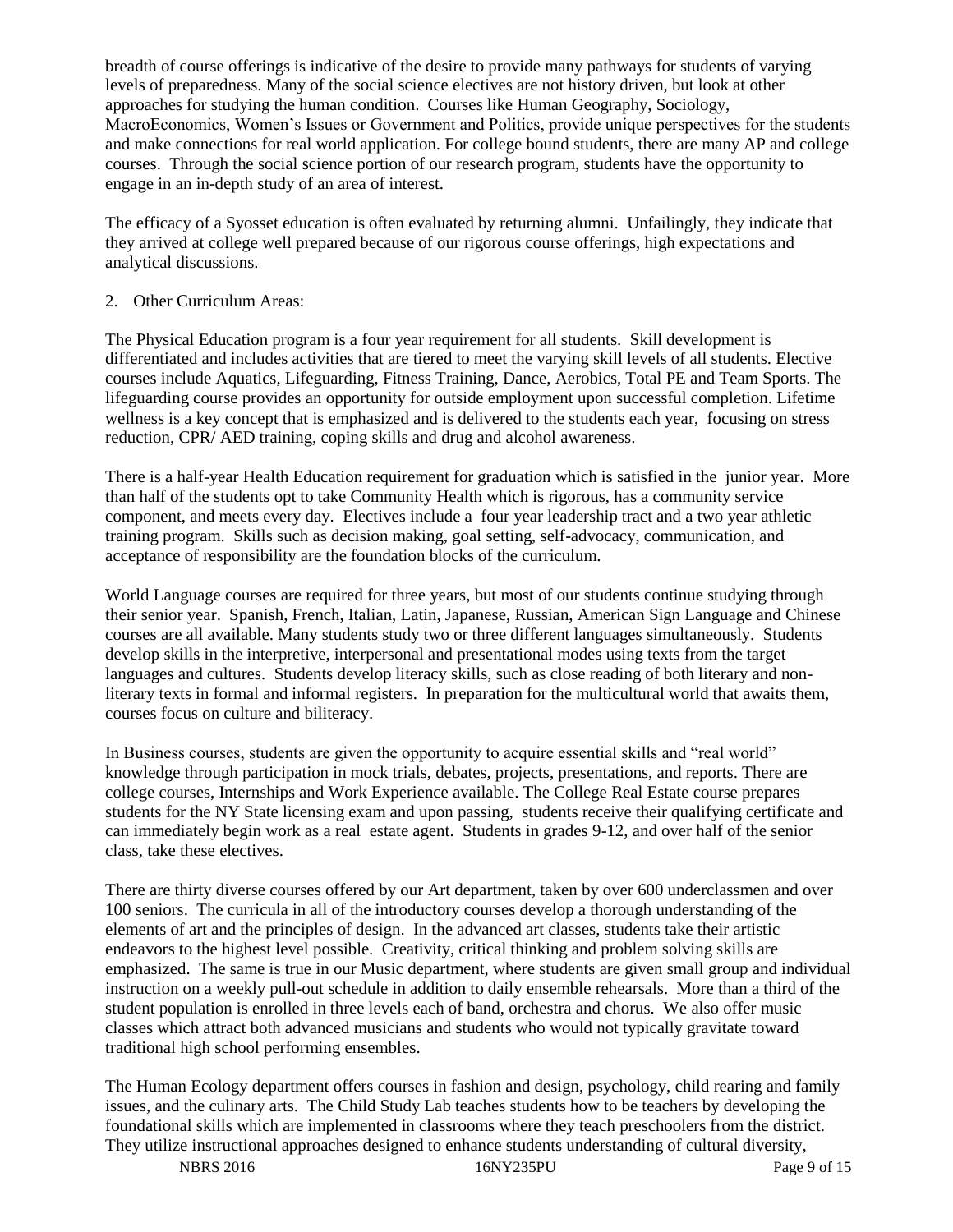breadth of course offerings is indicative of the desire to provide many pathways for students of varying levels of preparedness. Many of the social science electives are not history driven, but look at other approaches for studying the human condition. Courses like Human Geography, Sociology, MacroEconomics, Women's Issues or Government and Politics, provide unique perspectives for the students and make connections for real world application. For college bound students, there are many AP and college courses. Through the social science portion of our research program, students have the opportunity to engage in an in-depth study of an area of interest.

The efficacy of a Syosset education is often evaluated by returning alumni. Unfailingly, they indicate that they arrived at college well prepared because of our rigorous course offerings, high expectations and analytical discussions.

2. Other Curriculum Areas:

The Physical Education program is a four year requirement for all students. Skill development is differentiated and includes activities that are tiered to meet the varying skill levels of all students. Elective courses include Aquatics, Lifeguarding, Fitness Training, Dance, Aerobics, Total PE and Team Sports. The lifeguarding course provides an opportunity for outside employment upon successful completion. Lifetime wellness is a key concept that is emphasized and is delivered to the students each year, focusing on stress reduction, CPR/ AED training, coping skills and drug and alcohol awareness.

There is a half-year Health Education requirement for graduation which is satisfied in the junior year. More than half of the students opt to take Community Health which is rigorous, has a community service component, and meets every day. Electives include a four year leadership tract and a two year athletic training program. Skills such as decision making, goal setting, self-advocacy, communication, and acceptance of responsibility are the foundation blocks of the curriculum.

World Language courses are required for three years, but most of our students continue studying through their senior year. Spanish, French, Italian, Latin, Japanese, Russian, American Sign Language and Chinese courses are all available. Many students study two or three different languages simultaneously. Students develop skills in the interpretive, interpersonal and presentational modes using texts from the target languages and cultures. Students develop literacy skills, such as close reading of both literary and non-literary texts in formal and informal registers. In preparation for the multicultural world that awaits them, courses focus on culture and biliteracy.

In Business courses, students are given the opportunity to acquire essential skills and "real world" knowledge through participation in mock trials, debates, projects, presentations, and reports. There are college courses, Internships and Work Experience available. The College Real Estate course prepares students for the NY State licensing exam and upon passing, students receive their qualifying certificate and can immediately begin work as a real estate agent. Students in grades 9-12, and over half of the senior class, take these electives.

There are thirty diverse courses offered by our Art department, taken by over 600 underclassmen and over 100 seniors. The curricula in all of the introductory courses develop a thorough understanding of the elements of art and the principles of design. In the advanced art classes, students take their artistic endeavors to the highest level possible. Creativity, critical thinking and problem solving skills are emphasized. The same is true in our Music department, where students are given small group and individual instruction on a weekly pull-out schedule in addition to daily ensemble rehearsals. More than a third of the student population is enrolled in three levels each of band, orchestra and chorus. We also offer music classes which attract both advanced musicians and students who would not typically gravitate toward traditional high school performing ensembles.

The Human Ecology department offers courses in fashion and design, psychology, child rearing and family issues, and the culinary arts. The Child Study Lab teaches students how to be teachers by developing the foundational skills which are implemented in classrooms where they teach preschoolers from the district. They utilize instructional approaches designed to enhance students understanding of cultural diversity,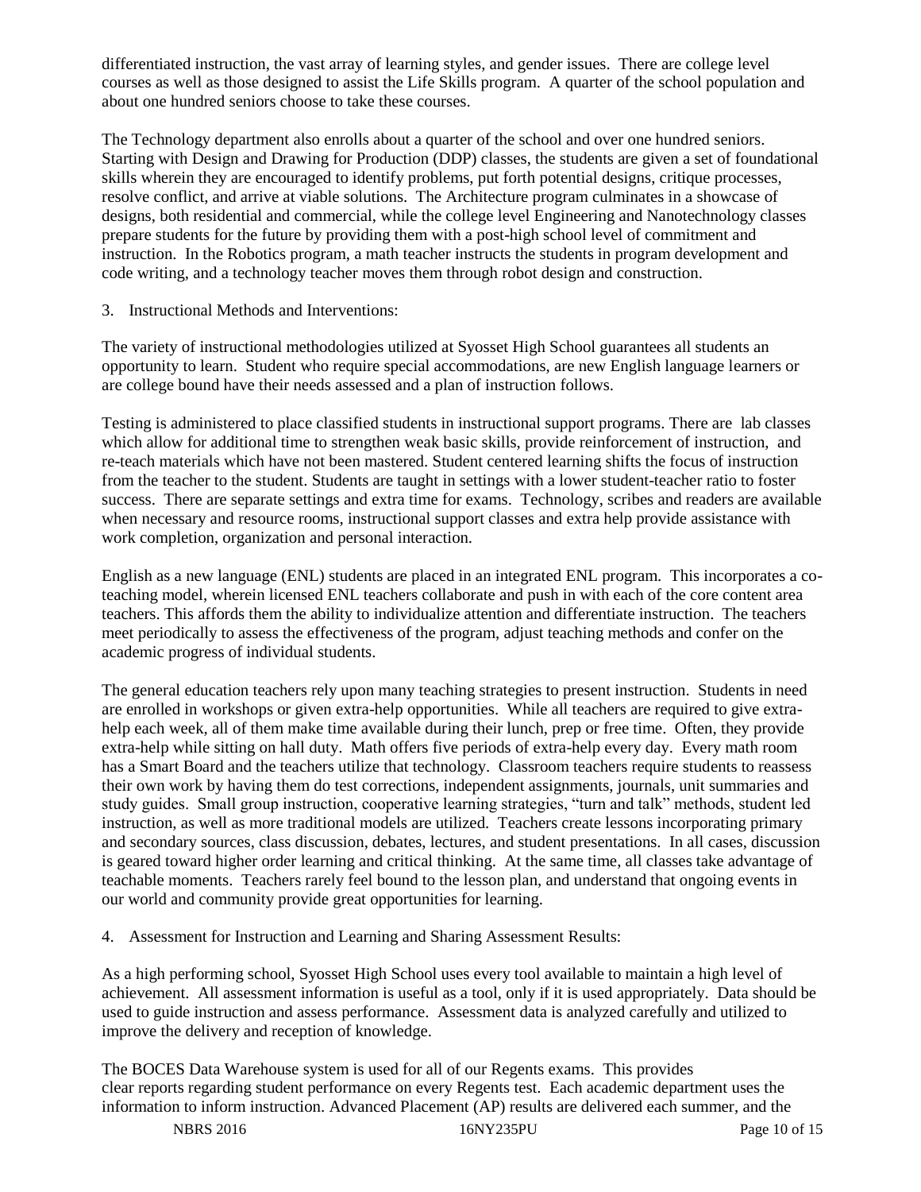differentiated instruction, the vast array of learning styles, and gender issues. There are college level courses as well as those designed to assist the Life Skills program. A quarter of the school population and about one hundred seniors choose to take these courses.

The Technology department also enrolls about a quarter of the school and over one hundred seniors. Starting with Design and Drawing for Production (DDP) classes, the students are given a set of foundational skills wherein they are encouraged to identify problems, put forth potential designs, critique processes, resolve conflict, and arrive at viable solutions. The Architecture program culminates in a showcase of designs, both residential and commercial, while the college level Engineering and Nanotechnology classes prepare students for the future by providing them with a post-high school level of commitment and instruction. In the Robotics program, a math teacher instructs the students in program development and code writing, and a technology teacher moves them through robot design and construction.

3. Instructional Methods and Interventions:

The variety of instructional methodologies utilized at Syosset High School guarantees all students an opportunity to learn. Student who require special accommodations, are new English language learners or are college bound have their needs assessed and a plan of instruction follows.

Testing is administered to place classified students in instructional support programs. There are lab classes which allow for additional time to strengthen weak basic skills, provide reinforcement of instruction, and re-teach materials which have not been mastered. Student centered learning shifts the focus of instruction from the teacher to the student. Students are taught in settings with a lower student-teacher ratio to foster success. There are separate settings and extra time for exams. Technology, scribes and readers are available when necessary and resource rooms, instructional support classes and extra help provide assistance with work completion, organization and personal interaction.

English as a new language (ENL) students are placed in an integrated ENL program. This incorporates a co-teaching model, wherein licensed ENL teachers collaborate and push in with each of the core content area teachers. This affords them the ability to individualize attention and differentiate instruction. The teachers meet periodically to assess the effectiveness of the program, adjust teaching methods and confer on the academic progress of individual students.

The general education teachers rely upon many teaching strategies to present instruction. Students in need are enrolled in workshops or given extra-help opportunities. While all teachers are required to give extra-help each week, all of them make time available during their lunch, prep or free time. Often, they provide extra-help while sitting on hall duty. Math offers five periods of extra-help every day. Every math room has a Smart Board and the teachers utilize that technology. Classroom teachers require students to reassess their own work by having them do test corrections, independent assignments, journals, unit summaries and study guides. Small group instruction, cooperative learning strategies, "turn and talk" methods, student led instruction, as well as more traditional models are utilized. Teachers create lessons incorporating primary and secondary sources, class discussion, debates, lectures, and student presentations. In all cases, discussion is geared toward higher order learning and critical thinking. At the same time, all classes take advantage of teachable moments. Teachers rarely feel bound to the lesson plan, and understand that ongoing events in our world and community provide great opportunities for learning.

4. Assessment for Instruction and Learning and Sharing Assessment Results:

As a high performing school, Syosset High School uses every tool available to maintain a high level of achievement. All assessment information is useful as a tool, only if it is used appropriately. Data should be used to guide instruction and assess performance. Assessment data is analyzed carefully and utilized to improve the delivery and reception of knowledge.

The BOCES Data Warehouse system is used for all of our Regents exams. This provides clear reports regarding student performance on every Regents test. Each academic department uses the information to inform instruction. Advanced Placement (AP) results are delivered each summer, and the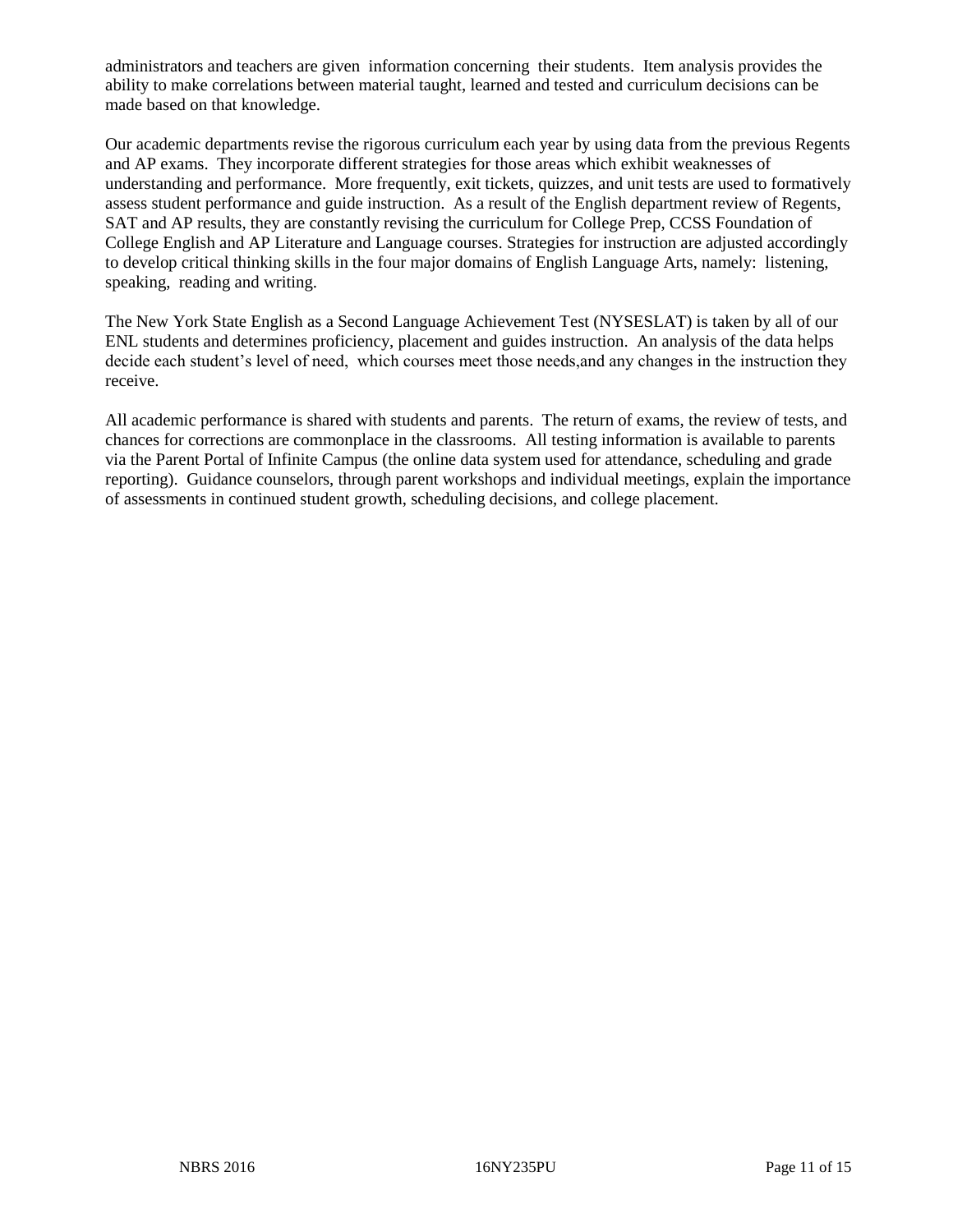administrators and teachers are given information concerning their students. Item analysis provides the ability to make correlations between material taught, learned and tested and curriculum decisions can be made based on that knowledge.

Our academic departments revise the rigorous curriculum each year by using data from the previous Regents and AP exams. They incorporate different strategies for those areas which exhibit weaknesses of understanding and performance. More frequently, exit tickets, quizzes, and unit tests are used to formatively assess student performance and guide instruction. As a result of the English department review of Regents, SAT and AP results, they are constantly revising the curriculum for College Prep, CCSS Foundation of College English and AP Literature and Language courses. Strategies for instruction are adjusted accordingly to develop critical thinking skills in the four major domains of English Language Arts, namely: listening, speaking, reading and writing.

The New York State English as a Second Language Achievement Test (NYSESLAT) is taken by all of our ENL students and determines proficiency, placement and guides instruction. An analysis of the data helps decide each student's level of need, which courses meet those needs,and any changes in the instruction they receive.

All academic performance is shared with students and parents. The return of exams, the review of tests, and chances for corrections are commonplace in the classrooms. All testing information is available to parents via the Parent Portal of Infinite Campus (the online data system used for attendance, scheduling and grade reporting). Guidance counselors, through parent workshops and individual meetings, explain the importance of assessments in continued student growth, scheduling decisions, and college placement.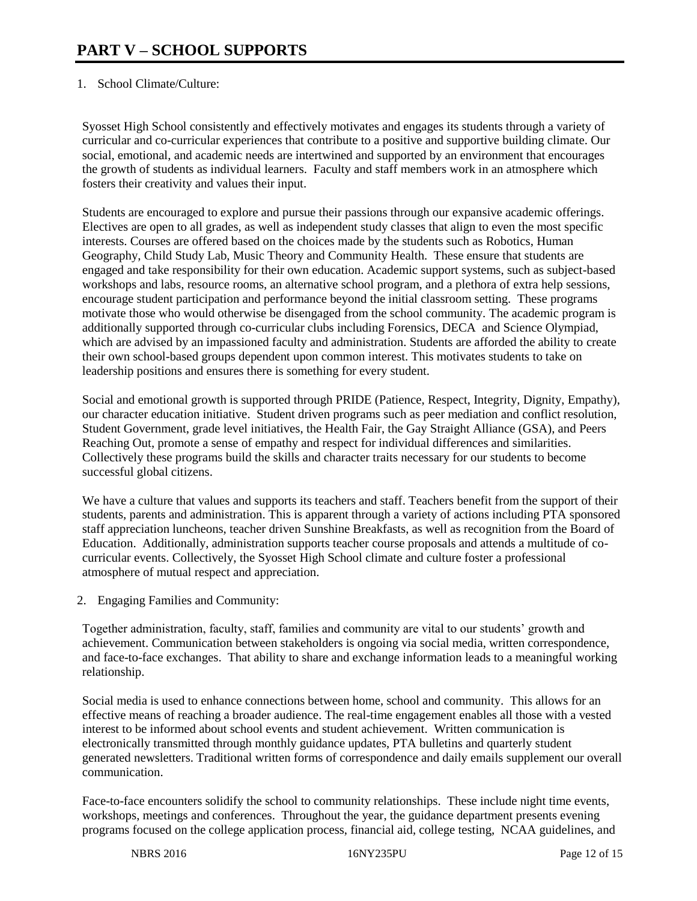# PART V – SCHOOL SUPPORTS

1. School Climate/Culture:

Syosset High School consistently and effectively motivates and engages its students through a variety of curricular and co-curricular experiences that contribute to a positive and supportive building climate. Our social, emotional, and academic needs are intertwined and supported by an environment that encourages the growth of students as individual learners. Faculty and staff members work in an atmosphere which fosters their creativity and values their input.

Students are encouraged to explore and pursue their passions through our expansive academic offerings. Electives are open to all grades, as well as independent study classes that align to even the most specific interests. Courses are offered based on the choices made by the students such as Robotics, Human Geography, Child Study Lab, Music Theory and Community Health. These ensure that students are engaged and take responsibility for their own education. Academic support systems, such as subject-based workshops and labs, resource rooms, an alternative school program, and a plethora of extra help sessions, encourage student participation and performance beyond the initial classroom setting. These programs motivate those who would otherwise be disengaged from the school community. The academic program is additionally supported through co-curricular clubs including Forensics, DECA and Science Olympiad, which are advised by an impassioned faculty and administration. Students are afforded the ability to create their own school-based groups dependent upon common interest. This motivates students to take on leadership positions and ensures there is something for every student.

Social and emotional growth is supported through PRIDE (Patience, Respect, Integrity, Dignity, Empathy), our character education initiative. Student driven programs such as peer mediation and conflict resolution, Student Government, grade level initiatives, the Health Fair, the Gay Straight Alliance (GSA), and Peers Reaching Out, promote a sense of empathy and respect for individual differences and similarities. Collectively these programs build the skills and character traits necessary for our students to become successful global citizens.

We have a culture that values and supports its teachers and staff. Teachers benefit from the support of their students, parents and administration. This is apparent through a variety of actions including PTA sponsored staff appreciation luncheons, teacher driven Sunshine Breakfasts, as well as recognition from the Board of Education. Additionally, administration supports teacher course proposals and attends a multitude of co-curricular events. Collectively, the Syosset High School climate and culture foster a professional atmosphere of mutual respect and appreciation.

2. Engaging Families and Community:

Together administration, faculty, staff, families and community are vital to our students' growth and achievement. Communication between stakeholders is ongoing via social media, written correspondence, and face-to-face exchanges. That ability to share and exchange information leads to a meaningful working relationship.

Social media is used to enhance connections between home, school and community. This allows for an effective means of reaching a broader audience. The real-time engagement enables all those with a vested interest to be informed about school events and student achievement. Written communication is electronically transmitted through monthly guidance updates, PTA bulletins and quarterly student generated newsletters. Traditional written forms of correspondence and daily emails supplement our overall communication.

Face-to-face encounters solidify the school to community relationships. These include night time events, workshops, meetings and conferences. Throughout the year, the guidance department presents evening programs focused on the college application process, financial aid, college testing, NCAA guidelines, and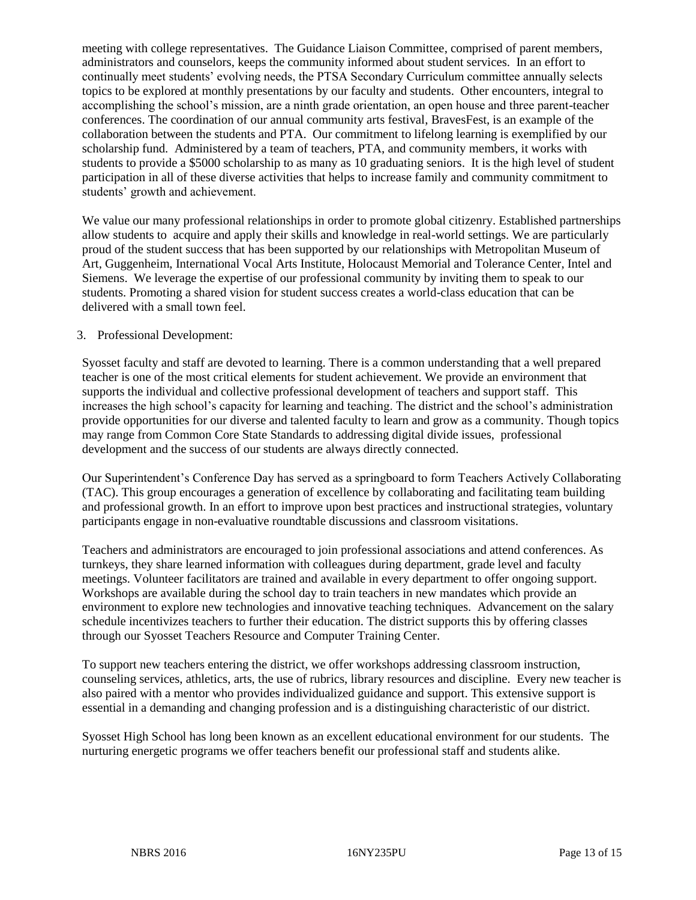meeting with college representatives. The Guidance Liaison Committee, comprised of parent members, administrators and counselors, keeps the community informed about student services. In an effort to continually meet students' evolving needs, the PTSA Secondary Curriculum committee annually selects topics to be explored at monthly presentations by our faculty and students. Other encounters, integral to accomplishing the school's mission, are a ninth grade orientation, an open house and three parent-teacher conferences. The coordination of our annual community arts festival, BravesFest, is an example of the collaboration between the students and PTA. Our commitment to lifelong learning is exemplified by our scholarship fund. Administered by a team of teachers, PTA, and community members, it works with students to provide a $5000 scholarship to as many as 10 graduating seniors. It is the high level of student participation in all of these diverse activities that helps to increase family and community commitment to students' growth and achievement.

We value our many professional relationships in order to promote global citizenry. Established partnerships allow students to acquire and apply their skills and knowledge in real-world settings. We are particularly proud of the student success that has been supported by our relationships with Metropolitan Museum of Art, Guggenheim, International Vocal Arts Institute, Holocaust Memorial and Tolerance Center, Intel and Siemens. We leverage the expertise of our professional community by inviting them to speak to our students. Promoting a shared vision for student success creates a world-class education that can be delivered with a small town feel.

3. Professional Development:

Syosset faculty and staff are devoted to learning. There is a common understanding that a well prepared teacher is one of the most critical elements for student achievement. We provide an environment that supports the individual and collective professional development of teachers and support staff. This increases the high school's capacity for learning and teaching. The district and the school's administration provide opportunities for our diverse and talented faculty to learn and grow as a community. Though topics may range from Common Core State Standards to addressing digital divide issues, professional development and the success of our students are always directly connected.

Our Superintendent's Conference Day has served as a springboard to form Teachers Actively Collaborating (TAC). This group encourages a generation of excellence by collaborating and facilitating team building and professional growth. In an effort to improve upon best practices and instructional strategies, voluntary participants engage in non-evaluative roundtable discussions and classroom visitations.

Teachers and administrators are encouraged to join professional associations and attend conferences. As turnkeys, they share learned information with colleagues during department, grade level and faculty meetings. Volunteer facilitators are trained and available in every department to offer ongoing support. Workshops are available during the school day to train teachers in new mandates which provide an environment to explore new technologies and innovative teaching techniques. Advancement on the salary schedule incentivizes teachers to further their education. The district supports this by offering classes through our Syosset Teachers Resource and Computer Training Center.

To support new teachers entering the district, we offer workshops addressing classroom instruction, counseling services, athletics, arts, the use of rubrics, library resources and discipline. Every new teacher is also paired with a mentor who provides individualized guidance and support. This extensive support is essential in a demanding and changing profession and is a distinguishing characteristic of our district.

Syosset High School has long been known as an excellent educational environment for our students. The nurturing energetic programs we offer teachers benefit our professional staff and students alike.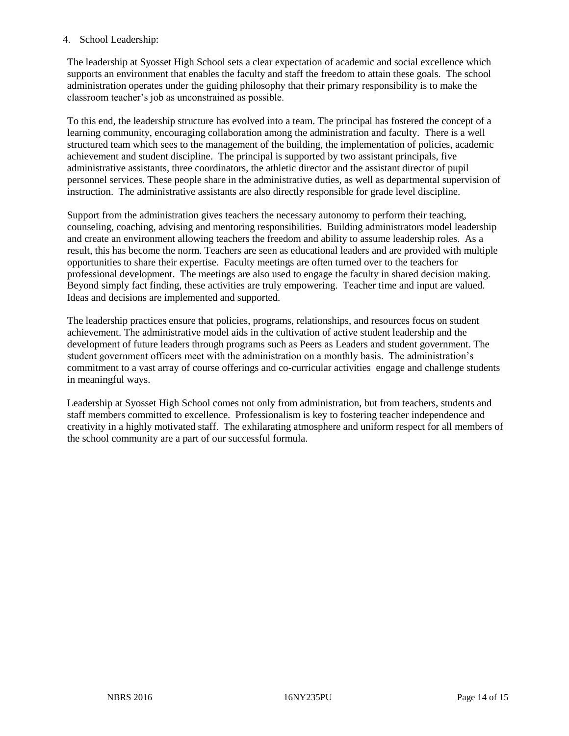4. School Leadership:

The leadership at Syosset High School sets a clear expectation of academic and social excellence which supports an environment that enables the faculty and staff the freedom to attain these goals. The school administration operates under the guiding philosophy that their primary responsibility is to make the classroom teacher's job as unconstrained as possible.

To this end, the leadership structure has evolved into a team. The principal has fostered the concept of a learning community, encouraging collaboration among the administration and faculty. There is a well structured team which sees to the management of the building, the implementation of policies, academic achievement and student discipline. The principal is supported by two assistant principals, five administrative assistants, three coordinators, the athletic director and the assistant director of pupil personnel services. These people share in the administrative duties, as well as departmental supervision of instruction. The administrative assistants are also directly responsible for grade level discipline.

Support from the administration gives teachers the necessary autonomy to perform their teaching, counseling, coaching, advising and mentoring responsibilities. Building administrators model leadership and create an environment allowing teachers the freedom and ability to assume leadership roles. As a result, this has become the norm. Teachers are seen as educational leaders and are provided with multiple opportunities to share their expertise. Faculty meetings are often turned over to the teachers for professional development. The meetings are also used to engage the faculty in shared decision making. Beyond simply fact finding, these activities are truly empowering. Teacher time and input are valued. Ideas and decisions are implemented and supported.

The leadership practices ensure that policies, programs, relationships, and resources focus on student achievement. The administrative model aids in the cultivation of active student leadership and the development of future leaders through programs such as Peers as Leaders and student government. The student government officers meet with the administration on a monthly basis. The administration's commitment to a vast array of course offerings and co-curricular activities engage and challenge students in meaningful ways.

Leadership at Syosset High School comes not only from administration, but from teachers, students and staff members committed to excellence. Professionalism is key to fostering teacher independence and creativity in a highly motivated staff. The exhilarating atmosphere and uniform respect for all members of the school community are a part of our successful formula.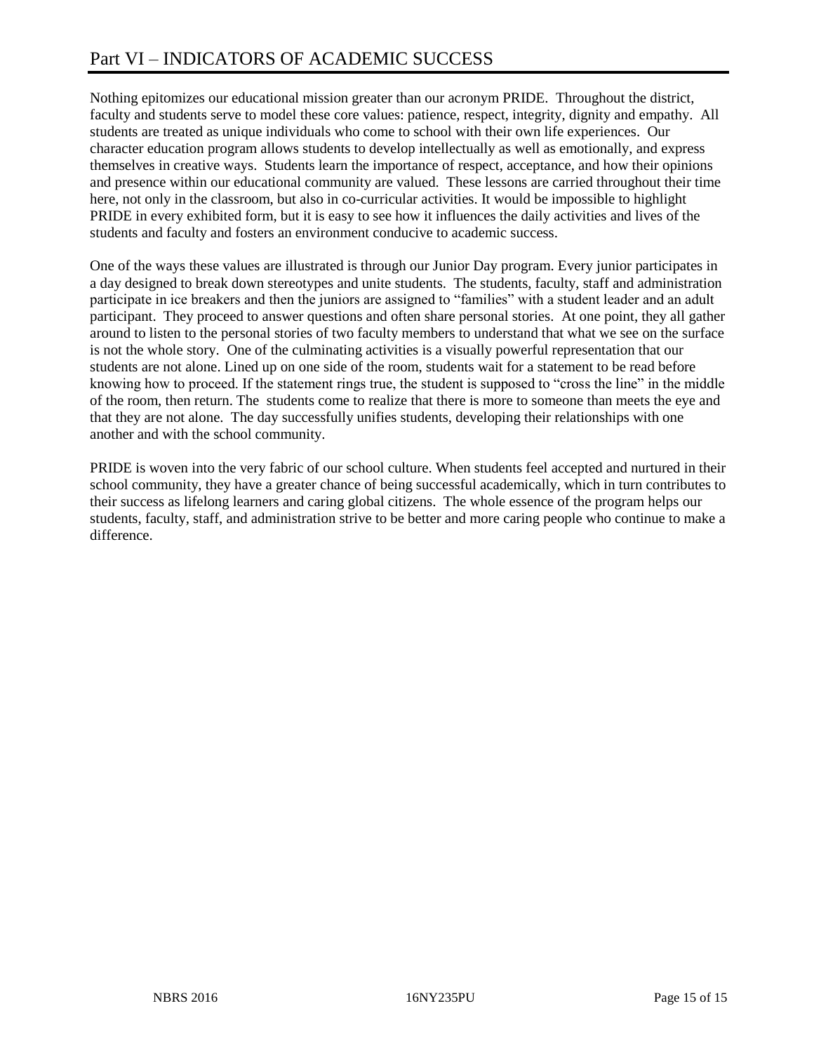# Part VI – INDICATORS OF ACADEMIC SUCCESS

Nothing epitomizes our educational mission greater than our acronym PRIDE. Throughout the district, faculty and students serve to model these core values: patience, respect, integrity, dignity and empathy. All students are treated as unique individuals who come to school with their own life experiences. Our character education program allows students to develop intellectually as well as emotionally, and express themselves in creative ways. Students learn the importance of respect, acceptance, and how their opinions and presence within our educational community are valued. These lessons are carried throughout their time here, not only in the classroom, but also in co-curricular activities. It would be impossible to highlight PRIDE in every exhibited form, but it is easy to see how it influences the daily activities and lives of the students and faculty and fosters an environment conducive to academic success.

One of the ways these values are illustrated is through our Junior Day program. Every junior participates in a day designed to break down stereotypes and unite students. The students, faculty, staff and administration participate in ice breakers and then the juniors are assigned to "families" with a student leader and an adult participant. They proceed to answer questions and often share personal stories. At one point, they all gather around to listen to the personal stories of two faculty members to understand that what we see on the surface is not the whole story. One of the culminating activities is a visually powerful representation that our students are not alone. Lined up on one side of the room, students wait for a statement to be read before knowing how to proceed. If the statement rings true, the student is supposed to "cross the line" in the middle of the room, then return. The students come to realize that there is more to someone than meets the eye and that they are not alone. The day successfully unifies students, developing their relationships with one another and with the school community.

PRIDE is woven into the very fabric of our school culture. When students feel accepted and nurtured in their school community, they have a greater chance of being successful academically, which in turn contributes to their success as lifelong learners and caring global citizens. The whole essence of the program helps our students, faculty, staff, and administration strive to be better and more caring people who continue to make a difference.